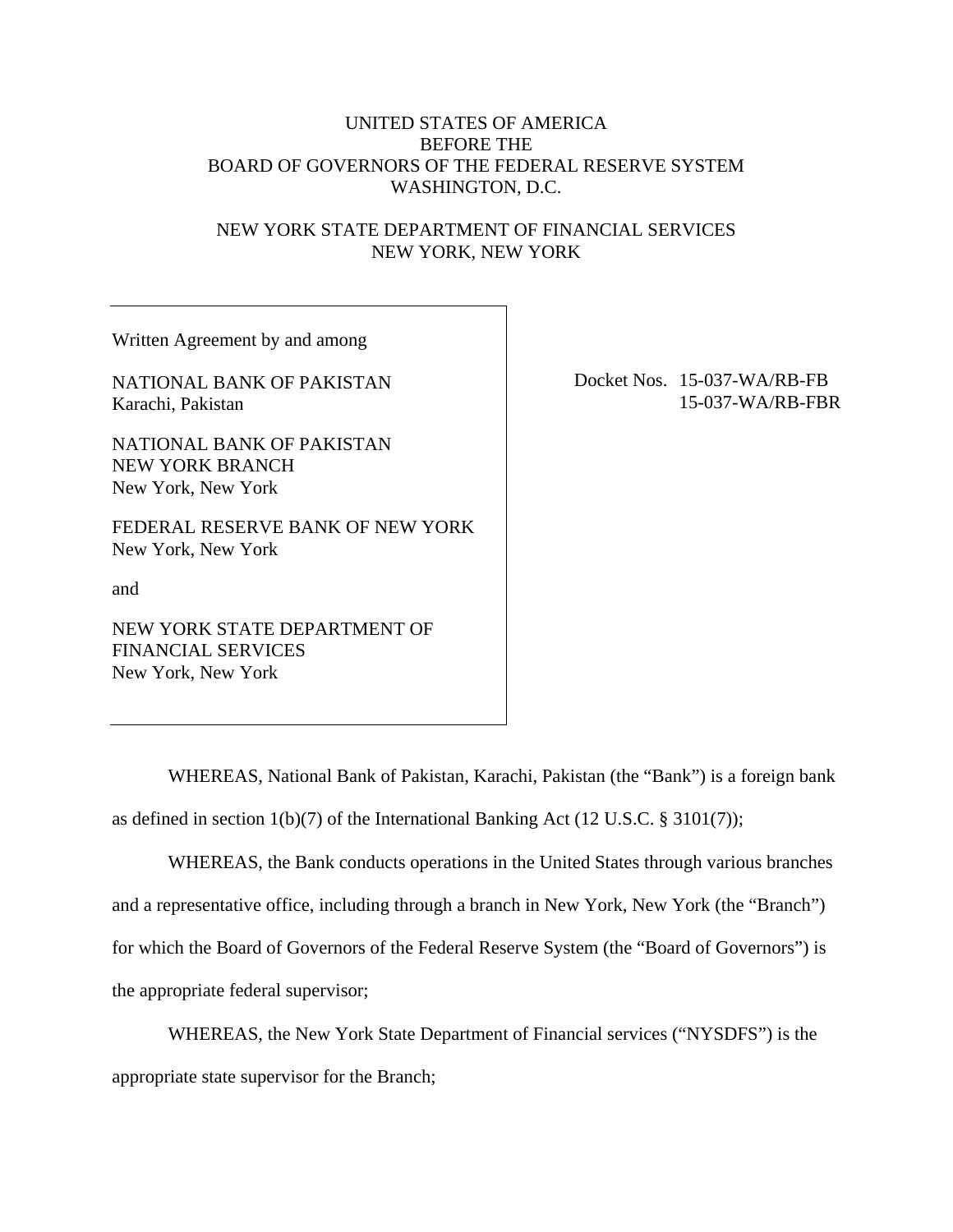UNITED STATES OF AMERICA
BEFORE THE
BOARD OF GOVERNORS OF THE FEDERAL RESERVE SYSTEM
WASHINGTON, D.C.

NEW YORK STATE DEPARTMENT OF FINANCIAL SERVICES
NEW YORK, NEW YORK

Written Agreement by and among

NATIONAL BANK OF PAKISTAN
Karachi, Pakistan

NATIONAL BANK OF PAKISTAN
NEW YORK BRANCH
New York, New York

FEDERAL RESERVE BANK OF NEW YORK
New York, New York

and

NEW YORK STATE DEPARTMENT OF
FINANCIAL SERVICES
New York, New York

Docket Nos. 15-037-WA/RB-FB
15-037-WA/RB-FBR

WHEREAS, National Bank of Pakistan, Karachi, Pakistan (the "Bank") is a foreign bank as defined in section 1(b)(7) of the International Banking Act (12 U.S.C. § 3101(7));

WHEREAS, the Bank conducts operations in the United States through various branches and a representative office, including through a branch in New York, New York (the "Branch") for which the Board of Governors of the Federal Reserve System (the "Board of Governors") is the appropriate federal supervisor;

WHEREAS, the New York State Department of Financial services ("NYSDFS") is the appropriate state supervisor for the Branch;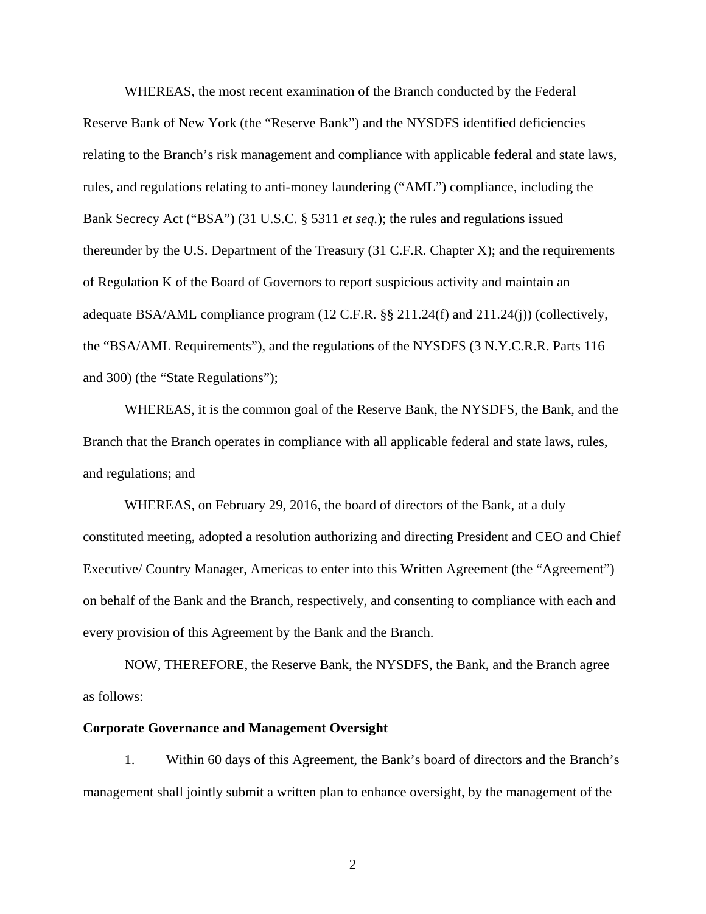WHEREAS, the most recent examination of the Branch conducted by the Federal Reserve Bank of New York (the "Reserve Bank") and the NYSDFS identified deficiencies relating to the Branch's risk management and compliance with applicable federal and state laws, rules, and regulations relating to anti-money laundering ("AML") compliance, including the Bank Secrecy Act ("BSA") (31 U.S.C. § 5311 *et seq.*); the rules and regulations issued thereunder by the U.S. Department of the Treasury (31 C.F.R. Chapter X); and the requirements of Regulation K of the Board of Governors to report suspicious activity and maintain an adequate BSA/AML compliance program (12 C.F.R. §§ 211.24(f) and 211.24(j)) (collectively, the "BSA/AML Requirements"), and the regulations of the NYSDFS (3 N.Y.C.R.R. Parts 116 and 300) (the "State Regulations");

WHEREAS, it is the common goal of the Reserve Bank, the NYSDFS, the Bank, and the Branch that the Branch operates in compliance with all applicable federal and state laws, rules, and regulations; and

WHEREAS, on February 29, 2016, the board of directors of the Bank, at a duly constituted meeting, adopted a resolution authorizing and directing President and CEO and Chief Executive/ Country Manager, Americas to enter into this Written Agreement (the "Agreement") on behalf of the Bank and the Branch, respectively, and consenting to compliance with each and every provision of this Agreement by the Bank and the Branch.

NOW, THEREFORE, the Reserve Bank, the NYSDFS, the Bank, and the Branch agree as follows:

**Corporate Governance and Management Oversight**

1. Within 60 days of this Agreement, the Bank's board of directors and the Branch's management shall jointly submit a written plan to enhance oversight, by the management of the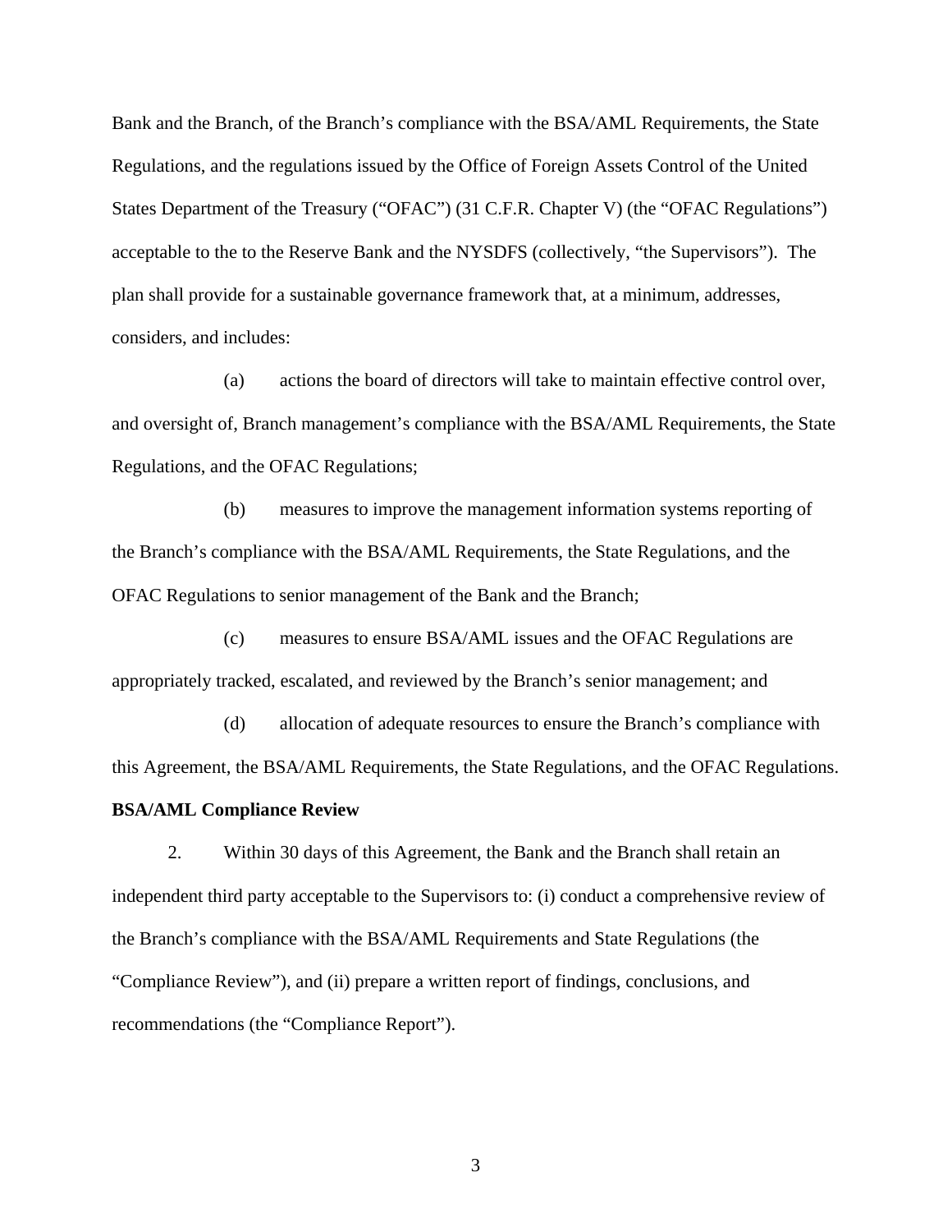Bank and the Branch, of the Branch's compliance with the BSA/AML Requirements, the State Regulations, and the regulations issued by the Office of Foreign Assets Control of the United States Department of the Treasury ("OFAC") (31 C.F.R. Chapter V) (the "OFAC Regulations") acceptable to the to the Reserve Bank and the NYSDFS (collectively, "the Supervisors"). The plan shall provide for a sustainable governance framework that, at a minimum, addresses, considers, and includes:

(a) actions the board of directors will take to maintain effective control over, and oversight of, Branch management's compliance with the BSA/AML Requirements, the State Regulations, and the OFAC Regulations;

(b) measures to improve the management information systems reporting of the Branch's compliance with the BSA/AML Requirements, the State Regulations, and the OFAC Regulations to senior management of the Bank and the Branch;

(c) measures to ensure BSA/AML issues and the OFAC Regulations are appropriately tracked, escalated, and reviewed by the Branch's senior management; and

(d) allocation of adequate resources to ensure the Branch's compliance with this Agreement, the BSA/AML Requirements, the State Regulations, and the OFAC Regulations.

**BSA/AML Compliance Review**

2. Within 30 days of this Agreement, the Bank and the Branch shall retain an independent third party acceptable to the Supervisors to: (i) conduct a comprehensive review of the Branch's compliance with the BSA/AML Requirements and State Regulations (the "Compliance Review"), and (ii) prepare a written report of findings, conclusions, and recommendations (the "Compliance Report").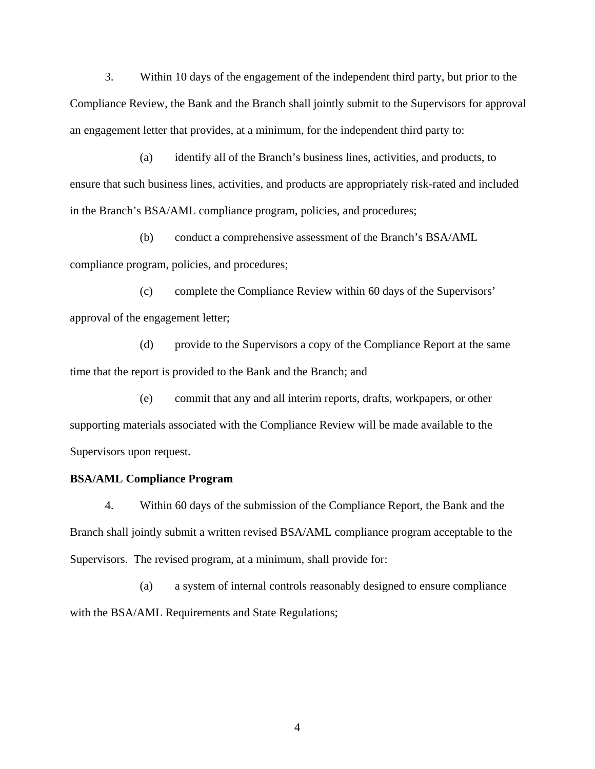3. Within 10 days of the engagement of the independent third party, but prior to the Compliance Review, the Bank and the Branch shall jointly submit to the Supervisors for approval an engagement letter that provides, at a minimum, for the independent third party to:

(a) identify all of the Branch's business lines, activities, and products, to ensure that such business lines, activities, and products are appropriately risk-rated and included in the Branch's BSA/AML compliance program, policies, and procedures;

(b) conduct a comprehensive assessment of the Branch's BSA/AML compliance program, policies, and procedures;

(c) complete the Compliance Review within 60 days of the Supervisors' approval of the engagement letter;

(d) provide to the Supervisors a copy of the Compliance Report at the same time that the report is provided to the Bank and the Branch; and

(e) commit that any and all interim reports, drafts, workpapers, or other supporting materials associated with the Compliance Review will be made available to the Supervisors upon request.

**BSA/AML Compliance Program**

4. Within 60 days of the submission of the Compliance Report, the Bank and the Branch shall jointly submit a written revised BSA/AML compliance program acceptable to the Supervisors. The revised program, at a minimum, shall provide for:

(a) a system of internal controls reasonably designed to ensure compliance with the BSA/AML Requirements and State Regulations;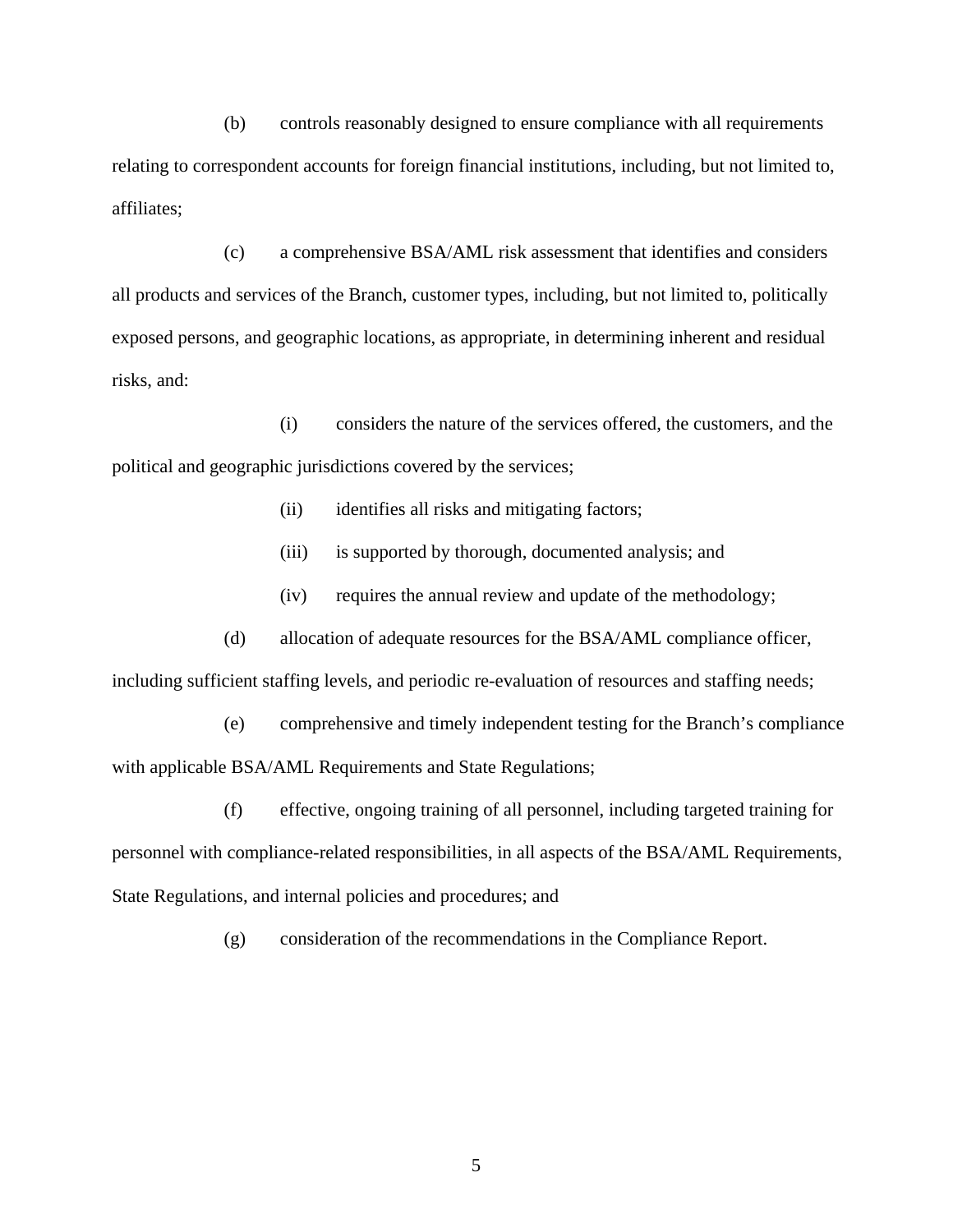(b) controls reasonably designed to ensure compliance with all requirements relating to correspondent accounts for foreign financial institutions, including, but not limited to, affiliates;

(c) a comprehensive BSA/AML risk assessment that identifies and considers all products and services of the Branch, customer types, including, but not limited to, politically exposed persons, and geographic locations, as appropriate, in determining inherent and residual risks, and:

(i) considers the nature of the services offered, the customers, and the political and geographic jurisdictions covered by the services;

(ii) identifies all risks and mitigating factors;

(iii) is supported by thorough, documented analysis; and

(iv) requires the annual review and update of the methodology;

(d) allocation of adequate resources for the BSA/AML compliance officer, including sufficient staffing levels, and periodic re-evaluation of resources and staffing needs;

(e) comprehensive and timely independent testing for the Branch's compliance with applicable BSA/AML Requirements and State Regulations;

(f) effective, ongoing training of all personnel, including targeted training for personnel with compliance-related responsibilities, in all aspects of the BSA/AML Requirements, State Regulations, and internal policies and procedures; and

(g) consideration of the recommendations in the Compliance Report.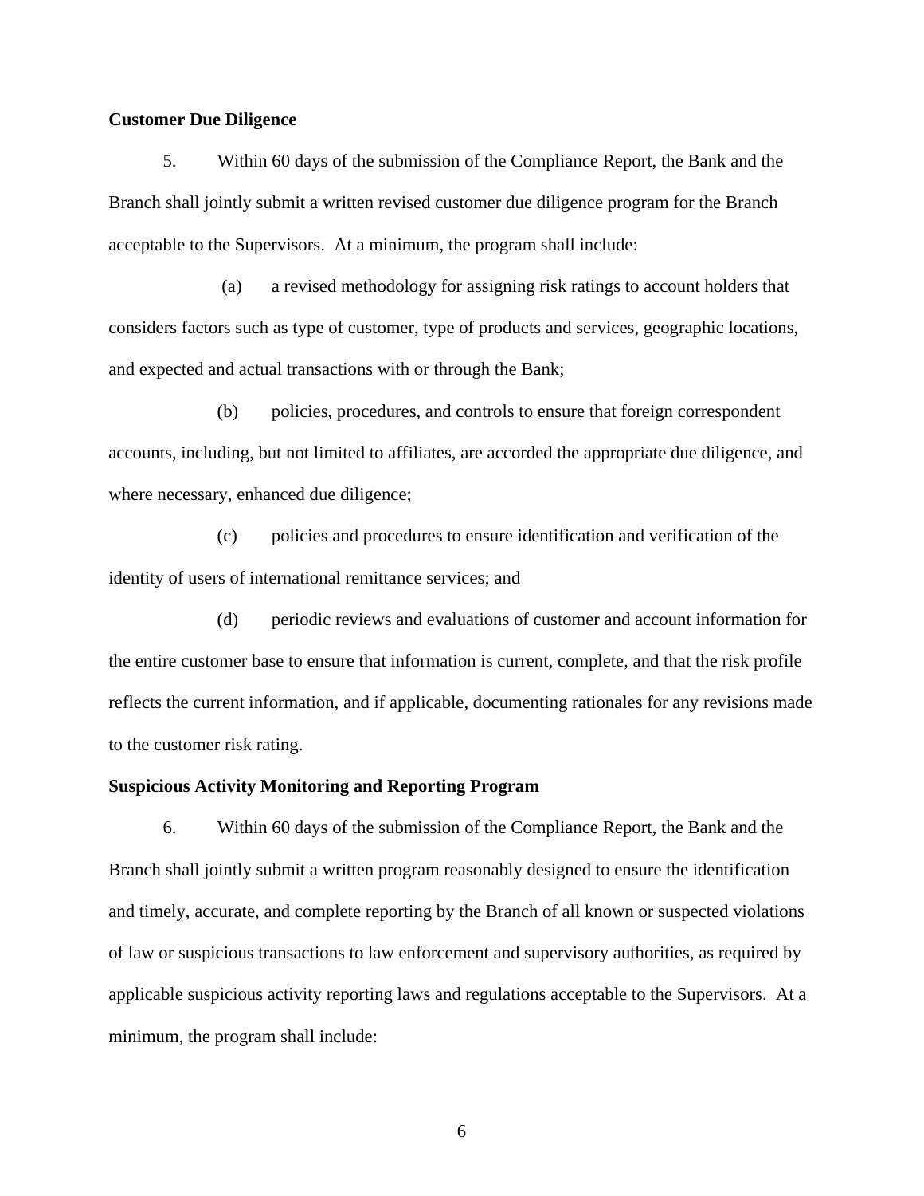**Customer Due Diligence**

5. Within 60 days of the submission of the Compliance Report, the Bank and the Branch shall jointly submit a written revised customer due diligence program for the Branch acceptable to the Supervisors. At a minimum, the program shall include:

(a) a revised methodology for assigning risk ratings to account holders that considers factors such as type of customer, type of products and services, geographic locations, and expected and actual transactions with or through the Bank;

(b) policies, procedures, and controls to ensure that foreign correspondent accounts, including, but not limited to affiliates, are accorded the appropriate due diligence, and where necessary, enhanced due diligence;

(c) policies and procedures to ensure identification and verification of the identity of users of international remittance services; and

(d) periodic reviews and evaluations of customer and account information for the entire customer base to ensure that information is current, complete, and that the risk profile reflects the current information, and if applicable, documenting rationales for any revisions made to the customer risk rating.

**Suspicious Activity Monitoring and Reporting Program**

6. Within 60 days of the submission of the Compliance Report, the Bank and the Branch shall jointly submit a written program reasonably designed to ensure the identification and timely, accurate, and complete reporting by the Branch of all known or suspected violations of law or suspicious transactions to law enforcement and supervisory authorities, as required by applicable suspicious activity reporting laws and regulations acceptable to the Supervisors. At a minimum, the program shall include: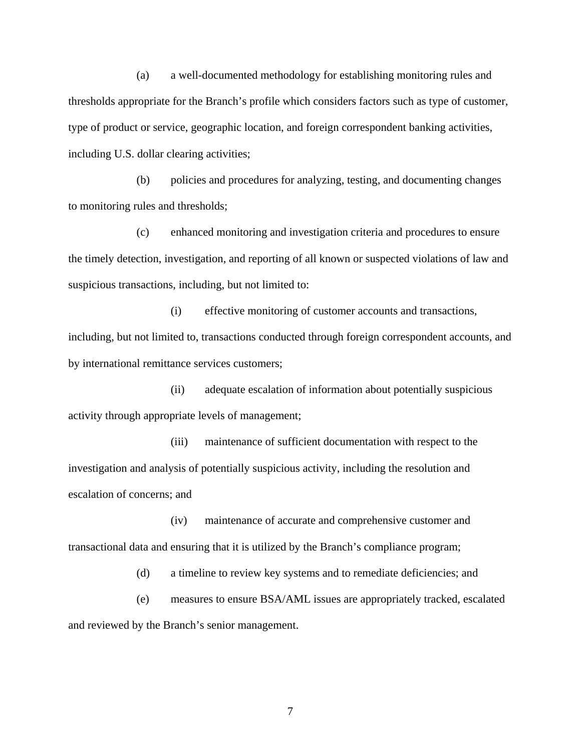(a) a well-documented methodology for establishing monitoring rules and thresholds appropriate for the Branch's profile which considers factors such as type of customer, type of product or service, geographic location, and foreign correspondent banking activities, including U.S. dollar clearing activities;

(b) policies and procedures for analyzing, testing, and documenting changes to monitoring rules and thresholds;

(c) enhanced monitoring and investigation criteria and procedures to ensure the timely detection, investigation, and reporting of all known or suspected violations of law and suspicious transactions, including, but not limited to:

(i) effective monitoring of customer accounts and transactions, including, but not limited to, transactions conducted through foreign correspondent accounts, and by international remittance services customers;

(ii) adequate escalation of information about potentially suspicious activity through appropriate levels of management;

(iii) maintenance of sufficient documentation with respect to the investigation and analysis of potentially suspicious activity, including the resolution and escalation of concerns; and

(iv) maintenance of accurate and comprehensive customer and transactional data and ensuring that it is utilized by the Branch's compliance program;

(d) a timeline to review key systems and to remediate deficiencies; and

(e) measures to ensure BSA/AML issues are appropriately tracked, escalated and reviewed by the Branch's senior management.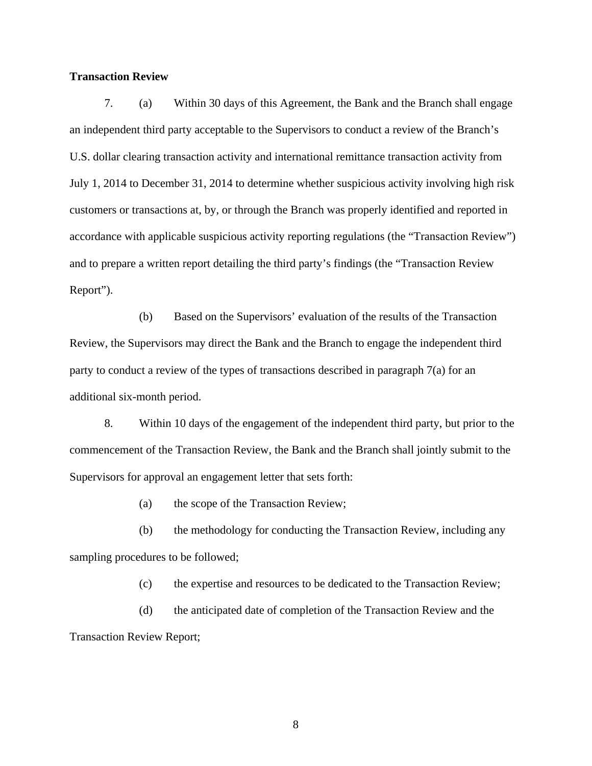**Transaction Review**

7. (a) Within 30 days of this Agreement, the Bank and the Branch shall engage an independent third party acceptable to the Supervisors to conduct a review of the Branch's U.S. dollar clearing transaction activity and international remittance transaction activity from July 1, 2014 to December 31, 2014 to determine whether suspicious activity involving high risk customers or transactions at, by, or through the Branch was properly identified and reported in accordance with applicable suspicious activity reporting regulations (the "Transaction Review") and to prepare a written report detailing the third party's findings (the "Transaction Review Report").

(b) Based on the Supervisors' evaluation of the results of the Transaction Review, the Supervisors may direct the Bank and the Branch to engage the independent third party to conduct a review of the types of transactions described in paragraph 7(a) for an additional six-month period.

8. Within 10 days of the engagement of the independent third party, but prior to the commencement of the Transaction Review, the Bank and the Branch shall jointly submit to the Supervisors for approval an engagement letter that sets forth:

(a) the scope of the Transaction Review;

(b) the methodology for conducting the Transaction Review, including any sampling procedures to be followed;

(c) the expertise and resources to be dedicated to the Transaction Review;

(d) the anticipated date of completion of the Transaction Review and the Transaction Review Report;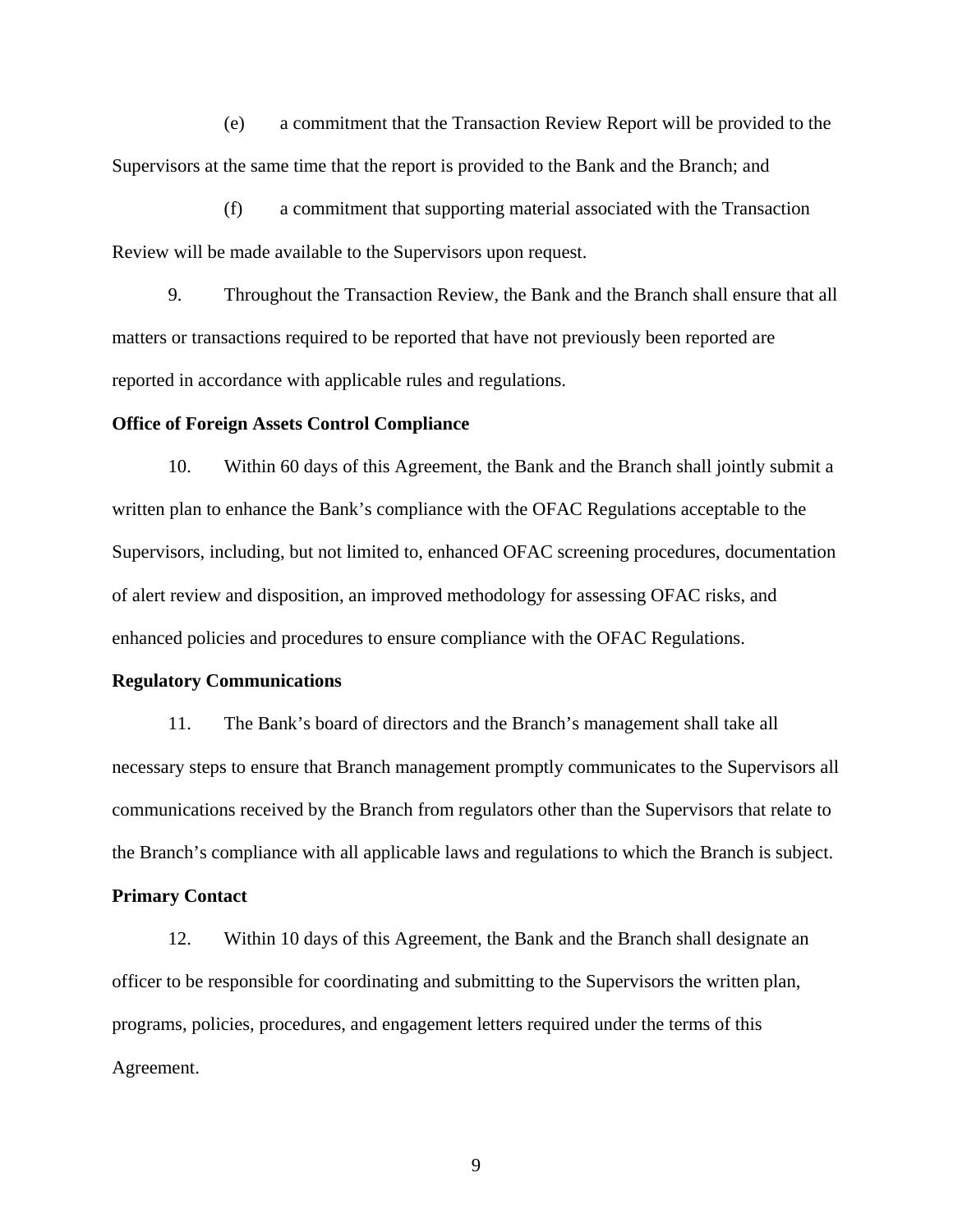(e) a commitment that the Transaction Review Report will be provided to the Supervisors at the same time that the report is provided to the Bank and the Branch; and

(f) a commitment that supporting material associated with the Transaction Review will be made available to the Supervisors upon request.

9. Throughout the Transaction Review, the Bank and the Branch shall ensure that all matters or transactions required to be reported that have not previously been reported are reported in accordance with applicable rules and regulations.

**Office of Foreign Assets Control Compliance**

10. Within 60 days of this Agreement, the Bank and the Branch shall jointly submit a written plan to enhance the Bank's compliance with the OFAC Regulations acceptable to the Supervisors, including, but not limited to, enhanced OFAC screening procedures, documentation of alert review and disposition, an improved methodology for assessing OFAC risks, and enhanced policies and procedures to ensure compliance with the OFAC Regulations.

**Regulatory Communications**

11. The Bank's board of directors and the Branch's management shall take all necessary steps to ensure that Branch management promptly communicates to the Supervisors all communications received by the Branch from regulators other than the Supervisors that relate to the Branch's compliance with all applicable laws and regulations to which the Branch is subject.

**Primary Contact**

12. Within 10 days of this Agreement, the Bank and the Branch shall designate an officer to be responsible for coordinating and submitting to the Supervisors the written plan, programs, policies, procedures, and engagement letters required under the terms of this Agreement.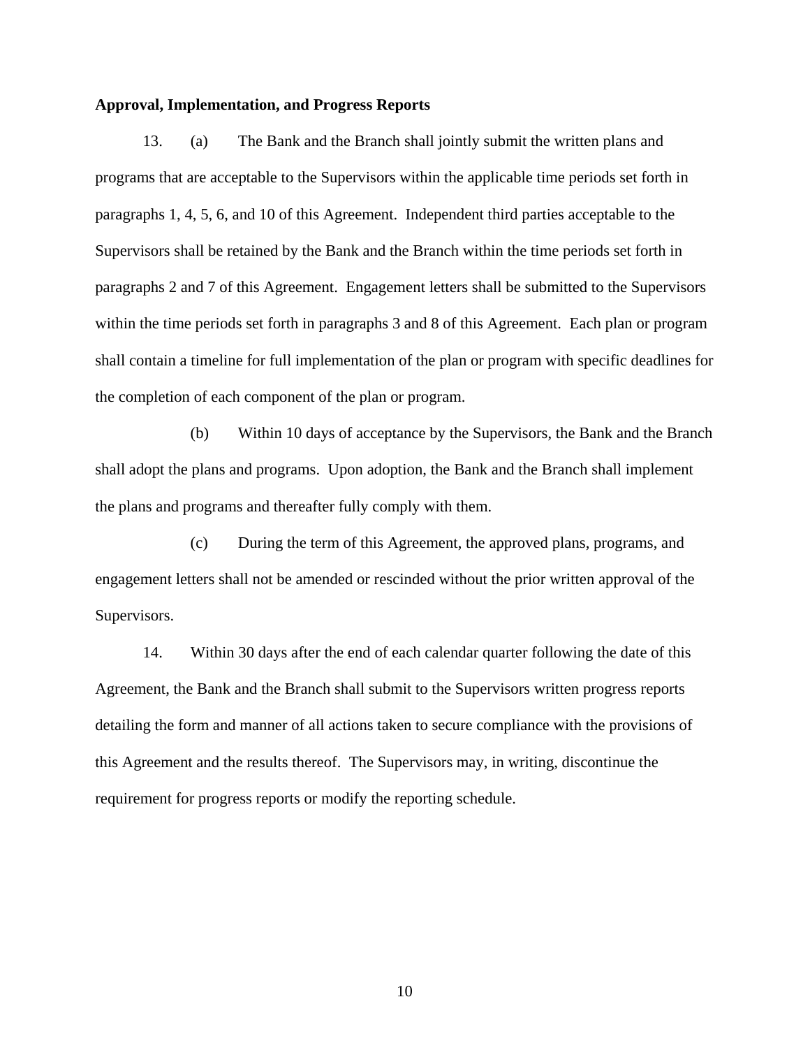**Approval, Implementation, and Progress Reports**

13. (a) The Bank and the Branch shall jointly submit the written plans and programs that are acceptable to the Supervisors within the applicable time periods set forth in paragraphs 1, 4, 5, 6, and 10 of this Agreement. Independent third parties acceptable to the Supervisors shall be retained by the Bank and the Branch within the time periods set forth in paragraphs 2 and 7 of this Agreement. Engagement letters shall be submitted to the Supervisors within the time periods set forth in paragraphs 3 and 8 of this Agreement. Each plan or program shall contain a timeline for full implementation of the plan or program with specific deadlines for the completion of each component of the plan or program.

(b) Within 10 days of acceptance by the Supervisors, the Bank and the Branch shall adopt the plans and programs. Upon adoption, the Bank and the Branch shall implement the plans and programs and thereafter fully comply with them.

(c) During the term of this Agreement, the approved plans, programs, and engagement letters shall not be amended or rescinded without the prior written approval of the Supervisors.

14. Within 30 days after the end of each calendar quarter following the date of this Agreement, the Bank and the Branch shall submit to the Supervisors written progress reports detailing the form and manner of all actions taken to secure compliance with the provisions of this Agreement and the results thereof. The Supervisors may, in writing, discontinue the requirement for progress reports or modify the reporting schedule.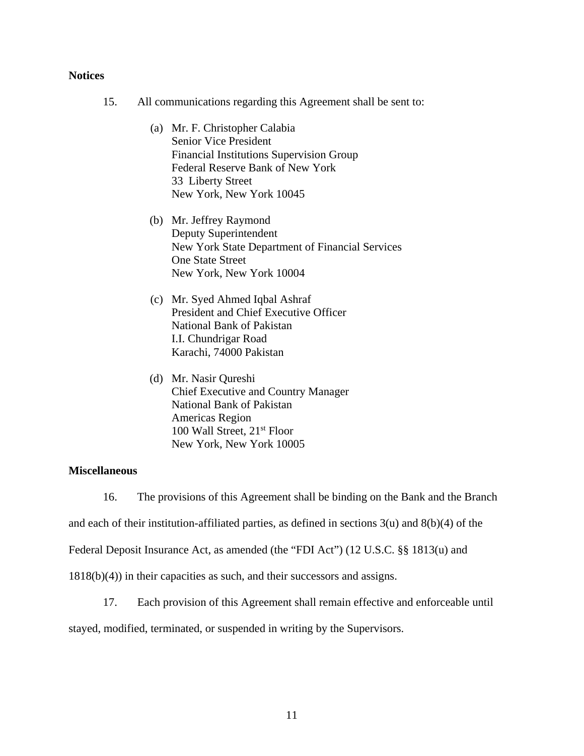**Notices**

15. All communications regarding this Agreement shall be sent to:

(a) Mr. F. Christopher Calabia
Senior Vice President
Financial Institutions Supervision Group
Federal Reserve Bank of New York
33 Liberty Street
New York, New York 10045

(b) Mr. Jeffrey Raymond
Deputy Superintendent
New York State Department of Financial Services
One State Street
New York, New York 10004

(c) Mr. Syed Ahmed Iqbal Ashraf
President and Chief Executive Officer
National Bank of Pakistan
I.I. Chundrigar Road
Karachi, 74000 Pakistan

(d) Mr. Nasir Qureshi
Chief Executive and Country Manager
National Bank of Pakistan
Americas Region
100 Wall Street, 21st Floor
New York, New York 10005

**Miscellaneous**

16. The provisions of this Agreement shall be binding on the Bank and the Branch and each of their institution-affiliated parties, as defined in sections 3(u) and 8(b)(4) of the Federal Deposit Insurance Act, as amended (the "FDI Act") (12 U.S.C. §§ 1813(u) and 1818(b)(4)) in their capacities as such, and their successors and assigns.

17. Each provision of this Agreement shall remain effective and enforceable until stayed, modified, terminated, or suspended in writing by the Supervisors.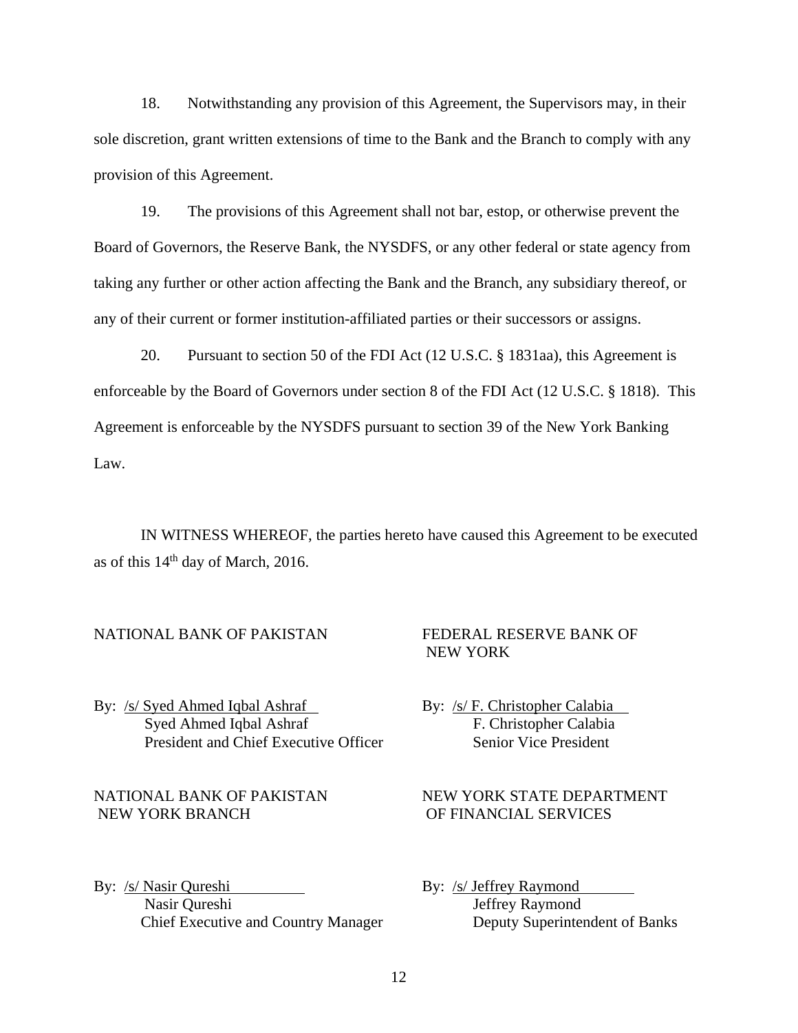18. Notwithstanding any provision of this Agreement, the Supervisors may, in their sole discretion, grant written extensions of time to the Bank and the Branch to comply with any provision of this Agreement.

19. The provisions of this Agreement shall not bar, estop, or otherwise prevent the Board of Governors, the Reserve Bank, the NYSDFS, or any other federal or state agency from taking any further or other action affecting the Bank and the Branch, any subsidiary thereof, or any of their current or former institution-affiliated parties or their successors or assigns.

20. Pursuant to section 50 of the FDI Act (12 U.S.C. § 1831aa), this Agreement is enforceable by the Board of Governors under section 8 of the FDI Act (12 U.S.C. § 1818). This Agreement is enforceable by the NYSDFS pursuant to section 39 of the New York Banking Law.

IN WITNESS WHEREOF, the parties hereto have caused this Agreement to be executed as of this 14th day of March, 2016.

NATIONAL BANK OF PAKISTAN

By: /s/ Syed Ahmed Iqbal Ashraf
Syed Ahmed Iqbal Ashraf
President and Chief Executive Officer

FEDERAL RESERVE BANK OF NEW YORK

By: /s/ F. Christopher Calabia
F. Christopher Calabia
Senior Vice President

NATIONAL BANK OF PAKISTAN NEW YORK BRANCH

By: /s/ Nasir Qureshi
Nasir Qureshi
Chief Executive and Country Manager

NEW YORK STATE DEPARTMENT OF FINANCIAL SERVICES

By: /s/ Jeffrey Raymond
Jeffrey Raymond
Deputy Superintendent of Banks